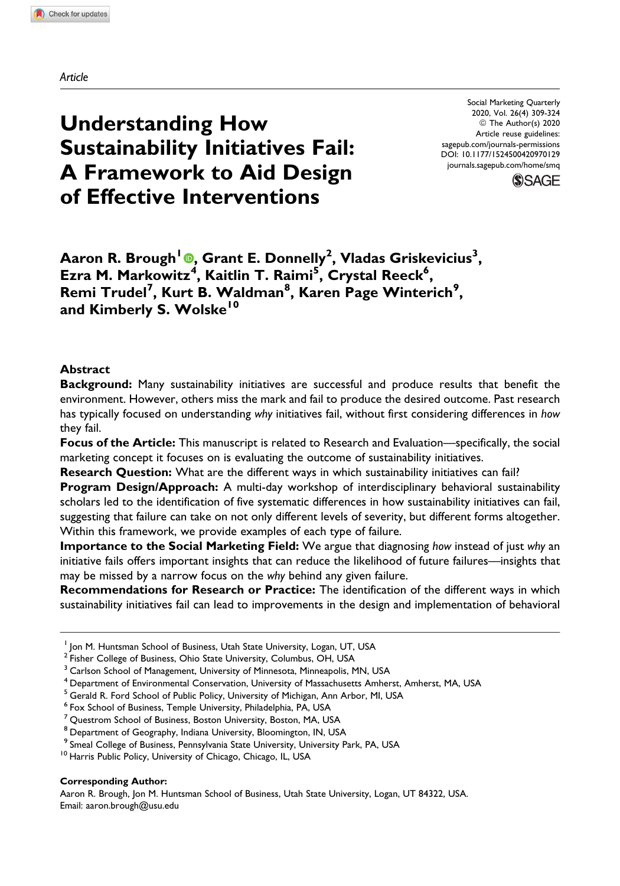*Article*

# Understanding How Sustainability Initiatives Fail: A Framework to Aid Design of Effective Interventions

Social Marketing Quarterly
2020, Vol. 26(4) 309-324
© The Author(s) 2020
Article reuse guidelines:
sagepub.com/journals-permissions
DOI: 10.1177/1524500420970129
journals.sagepub.com/home/smq

**Aaron R. Brough[1], Grant E. Donnelly[2], Vladas Griskevicius[3], Ezra M. Markowitz[4], Kaitlin T. Raimi[5], Crystal Reeck[6], Remi Trudel[7], Kurt B. Waldman[8], Karen Page Winterich[9], and Kimberly S. Wolske[10]**

## Abstract

**Background:** Many sustainability initiatives are successful and produce results that benefit the environment. However, others miss the mark and fail to produce the desired outcome. Past research has typically focused on understanding *why* initiatives fail, without first considering differences in *how* they fail.

**Focus of the Article:** This manuscript is related to Research and Evaluation—specifically, the social marketing concept it focuses on is evaluating the outcome of sustainability initiatives.

**Research Question:** What are the different ways in which sustainability initiatives can fail?

**Program Design/Approach:** A multi-day workshop of interdisciplinary behavioral sustainability scholars led to the identification of five systematic differences in how sustainability initiatives can fail, suggesting that failure can take on not only different levels of severity, but different forms altogether. Within this framework, we provide examples of each type of failure.

**Importance to the Social Marketing Field:** We argue that diagnosing *how* instead of just *why* an initiative fails offers important insights that can reduce the likelihood of future failures—insights that may be missed by a narrow focus on the *why* behind any given failure.

**Recommendations for Research or Practice:** The identification of the different ways in which sustainability initiatives fail can lead to improvements in the design and implementation of behavioral

[1] Jon M. Huntsman School of Business, Utah State University, Logan, UT, USA
[2] Fisher College of Business, Ohio State University, Columbus, OH, USA
[3] Carlson School of Management, University of Minnesota, Minneapolis, MN, USA
[4] Department of Environmental Conservation, University of Massachusetts Amherst, Amherst, MA, USA
[5] Gerald R. Ford School of Public Policy, University of Michigan, Ann Arbor, MI, USA
[6] Fox School of Business, Temple University, Philadelphia, PA, USA
[7] Questrom School of Business, Boston University, Boston, MA, USA
[8] Department of Geography, Indiana University, Bloomington, IN, USA
[9] Smeal College of Business, Pennsylvania State University, University Park, PA, USA
[10] Harris Public Policy, University of Chicago, Chicago, IL, USA

**Corresponding Author:**
Aaron R. Brough, Jon M. Huntsman School of Business, Utah State University, Logan, UT 84322, USA.
Email: aaron.brough@usu.edu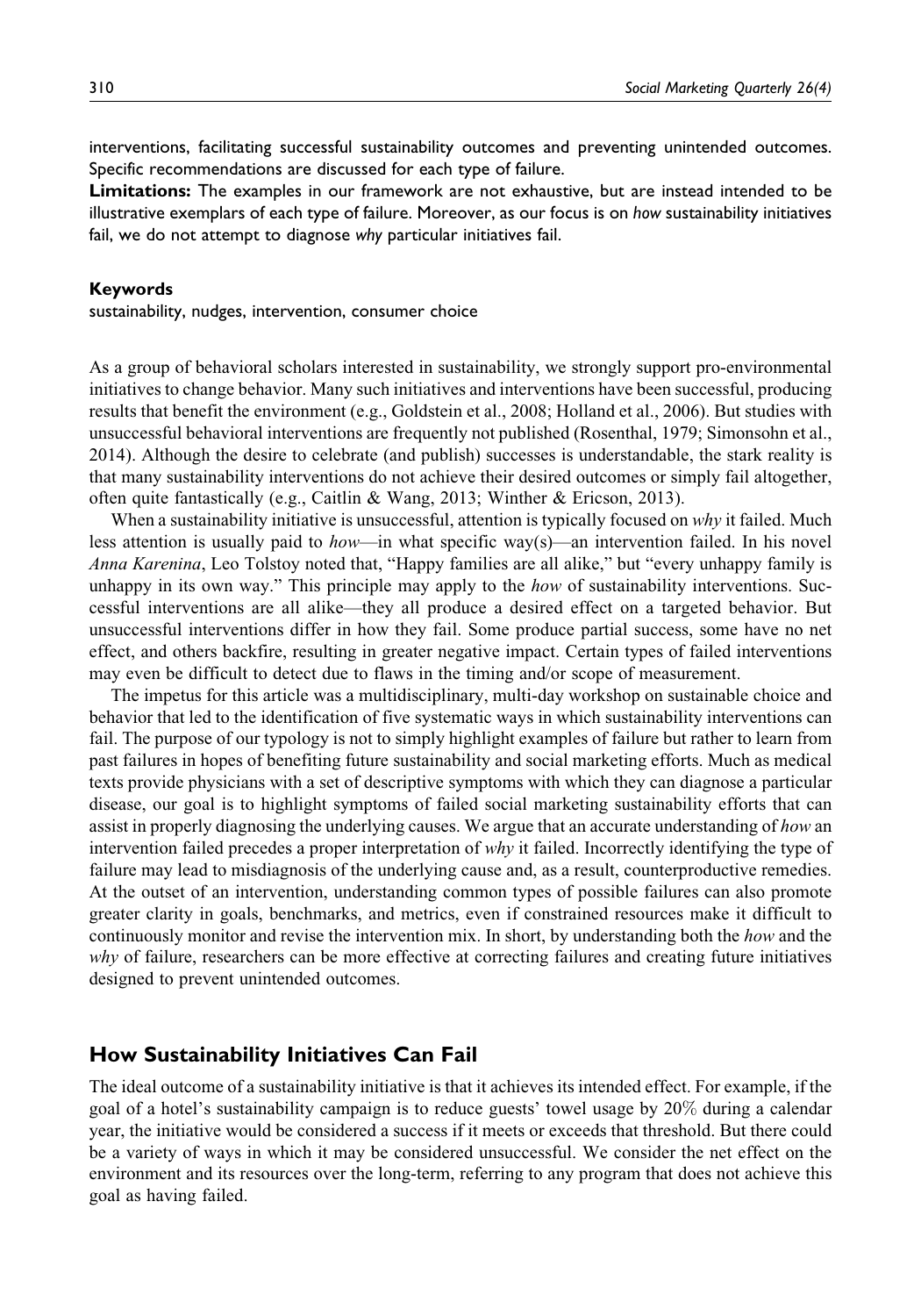interventions, facilitating successful sustainability outcomes and preventing unintended outcomes. Specific recommendations are discussed for each type of failure.

**Limitations:** The examples in our framework are not exhaustive, but are instead intended to be illustrative exemplars of each type of failure. Moreover, as our focus is on *how* sustainability initiatives fail, we do not attempt to diagnose *why* particular initiatives fail.

#### Keywords

sustainability, nudges, intervention, consumer choice

As a group of behavioral scholars interested in sustainability, we strongly support pro-environmental initiatives to change behavior. Many such initiatives and interventions have been successful, producing results that benefit the environment (e.g., Goldstein et al., 2008; Holland et al., 2006). But studies with unsuccessful behavioral interventions are frequently not published (Rosenthal, 1979; Simonsohn et al., 2014). Although the desire to celebrate (and publish) successes is understandable, the stark reality is that many sustainability interventions do not achieve their desired outcomes or simply fail altogether, often quite fantastically (e.g., Caitlin & Wang, 2013; Winther & Ericson, 2013).

When a sustainability initiative is unsuccessful, attention is typically focused on *why* it failed. Much less attention is usually paid to *how*—in what specific way(s)—an intervention failed. In his novel *Anna Karenina*, Leo Tolstoy noted that, "Happy families are all alike," but "every unhappy family is unhappy in its own way." This principle may apply to the *how* of sustainability interventions. Successful interventions are all alike—they all produce a desired effect on a targeted behavior. But unsuccessful interventions differ in how they fail. Some produce partial success, some have no net effect, and others backfire, resulting in greater negative impact. Certain types of failed interventions may even be difficult to detect due to flaws in the timing and/or scope of measurement.

The impetus for this article was a multidisciplinary, multi-day workshop on sustainable choice and behavior that led to the identification of five systematic ways in which sustainability interventions can fail. The purpose of our typology is not to simply highlight examples of failure but rather to learn from past failures in hopes of benefiting future sustainability and social marketing efforts. Much as medical texts provide physicians with a set of descriptive symptoms with which they can diagnose a particular disease, our goal is to highlight symptoms of failed social marketing sustainability efforts that can assist in properly diagnosing the underlying causes. We argue that an accurate understanding of *how* an intervention failed precedes a proper interpretation of *why* it failed. Incorrectly identifying the type of failure may lead to misdiagnosis of the underlying cause and, as a result, counterproductive remedies. At the outset of an intervention, understanding common types of possible failures can also promote greater clarity in goals, benchmarks, and metrics, even if constrained resources make it difficult to continuously monitor and revise the intervention mix. In short, by understanding both the *how* and the *why* of failure, researchers can be more effective at correcting failures and creating future initiatives designed to prevent unintended outcomes.

## How Sustainability Initiatives Can Fail

The ideal outcome of a sustainability initiative is that it achieves its intended effect. For example, if the goal of a hotel's sustainability campaign is to reduce guests' towel usage by 20% during a calendar year, the initiative would be considered a success if it meets or exceeds that threshold. But there could be a variety of ways in which it may be considered unsuccessful. We consider the net effect on the environment and its resources over the long-term, referring to any program that does not achieve this goal as having failed.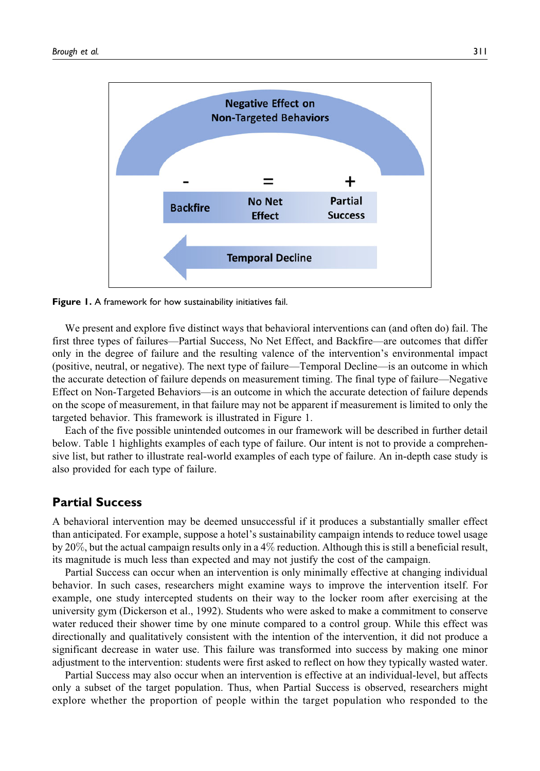Negative Effect on Non-Targeted Behaviors

-
=
+

Backfire
No Net Effect
Partial Success

Temporal Decline

**Figure 1.** A framework for how sustainability initiatives fail.

We present and explore five distinct ways that behavioral interventions can (and often do) fail. The first three types of failures—Partial Success, No Net Effect, and Backfire—are outcomes that differ only in the degree of failure and the resulting valence of the intervention's environmental impact (positive, neutral, or negative). The next type of failure—Temporal Decline—is an outcome in which the accurate detection of failure depends on measurement timing. The final type of failure—Negative Effect on Non-Targeted Behaviors—is an outcome in which the accurate detection of failure depends on the scope of measurement, in that failure may not be apparent if measurement is limited to only the targeted behavior. This framework is illustrated in Figure 1.

Each of the five possible unintended outcomes in our framework will be described in further detail below. Table 1 highlights examples of each type of failure. Our intent is not to provide a comprehensive list, but rather to illustrate real-world examples of each type of failure. An in-depth case study is also provided for each type of failure.

## Partial Success

A behavioral intervention may be deemed unsuccessful if it produces a substantially smaller effect than anticipated. For example, suppose a hotel's sustainability campaign intends to reduce towel usage by 20%, but the actual campaign results only in a 4% reduction. Although this is still a beneficial result, its magnitude is much less than expected and may not justify the cost of the campaign.

Partial Success can occur when an intervention is only minimally effective at changing individual behavior. In such cases, researchers might examine ways to improve the intervention itself. For example, one study intercepted students on their way to the locker room after exercising at the university gym (Dickerson et al., 1992). Students who were asked to make a commitment to conserve water reduced their shower time by one minute compared to a control group. While this effect was directionally and qualitatively consistent with the intention of the intervention, it did not produce a significant decrease in water use. This failure was transformed into success by making one minor adjustment to the intervention: students were first asked to reflect on how they typically wasted water.

Partial Success may also occur when an intervention is effective at an individual-level, but affects only a subset of the target population. Thus, when Partial Success is observed, researchers might explore whether the proportion of people within the target population who responded to the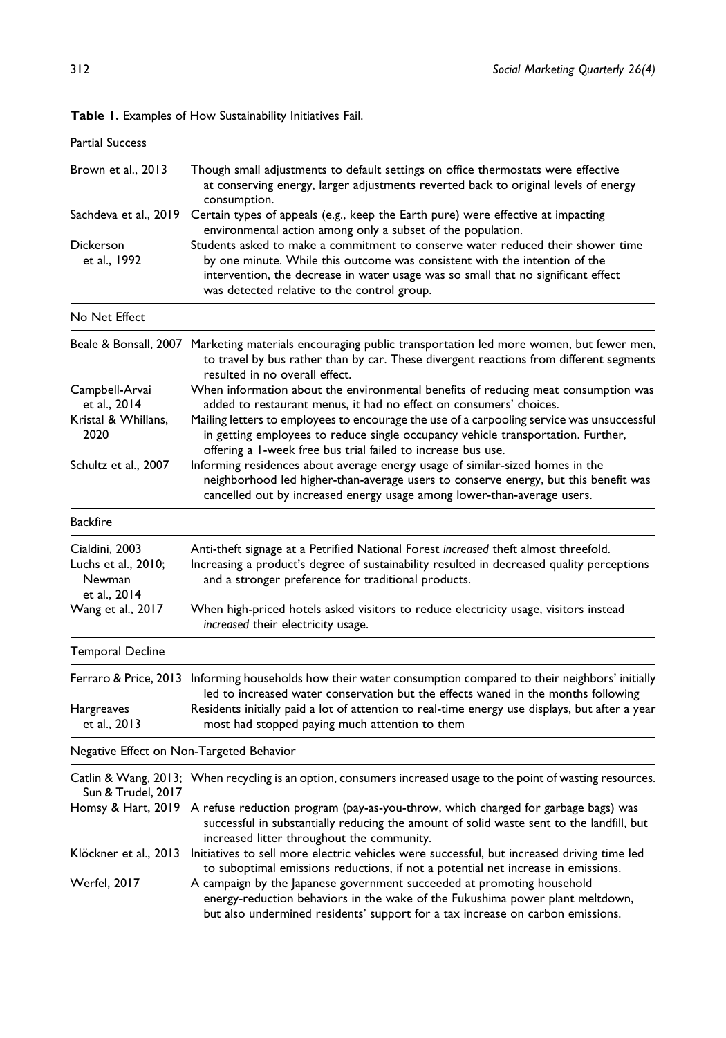**Table 1.** Examples of How Sustainability Initiatives Fail.

| | |
|---|---|
| **Partial Success** | |
| Brown et al., 2013 | Though small adjustments to default settings on office thermostats were effective at conserving energy, larger adjustments reverted back to original levels of energy consumption. |
| Sachdeva et al., 2019 | Certain types of appeals (e.g., keep the Earth pure) were effective at impacting environmental action among only a subset of the population. |
| Dickerson et al., 1992 | Students asked to make a commitment to conserve water reduced their shower time by one minute. While this outcome was consistent with the intention of the intervention, the decrease in water usage was so small that no significant effect was detected relative to the control group. |
| **No Net Effect** | |
| Beale & Bonsall, 2007 | Marketing materials encouraging public transportation led more women, but fewer men, to travel by bus rather than by car. These divergent reactions from different segments resulted in no overall effect. |
| Campbell-Arvai et al., 2014 | When information about the environmental benefits of reducing meat consumption was added to restaurant menus, it had no effect on consumers' choices. |
| Kristal & Whillans, 2020 | Mailing letters to employees to encourage the use of a carpooling service was unsuccessful in getting employees to reduce single occupancy vehicle transportation. Further, offering a 1-week free bus trial failed to increase bus use. |
| Schultz et al., 2007 | Informing residences about average energy usage of similar-sized homes in the neighborhood led higher-than-average users to conserve energy, but this benefit was cancelled out by increased energy usage among lower-than-average users. |
| **Backfire** | |
| Cialdini, 2003 | Anti-theft signage at a Petrified National Forest *increased* theft almost threefold. |
| Luchs et al., 2010; Newman et al., 2014 | Increasing a product's degree of sustainability resulted in decreased quality perceptions and a stronger preference for traditional products. |
| Wang et al., 2017 | When high-priced hotels asked visitors to reduce electricity usage, visitors instead *increased* their electricity usage. |
| **Temporal Decline** | |
| Ferraro & Price, 2013 | Informing households how their water consumption compared to their neighbors' initially led to increased water conservation but the effects waned in the months following |
| Hargreaves et al., 2013 | Residents initially paid a lot of attention to real-time energy use displays, but after a year most had stopped paying much attention to them |
| **Negative Effect on Non-Targeted Behavior** | |
| Catlin & Wang, 2013; Sun & Trudel, 2017 | When recycling is an option, consumers increased usage to the point of wasting resources. |
| Homsy & Hart, 2019 | A refuse reduction program (pay-as-you-throw, which charged for garbage bags) was successful in substantially reducing the amount of solid waste sent to the landfill, but increased litter throughout the community. |
| Klöckner et al., 2013 | Initiatives to sell more electric vehicles were successful, but increased driving time led to suboptimal emissions reductions, if not a potential net increase in emissions. |
| Werfel, 2017 | A campaign by the Japanese government succeeded at promoting household energy-reduction behaviors in the wake of the Fukushima power plant meltdown, but also undermined residents' support for a tax increase on carbon emissions. |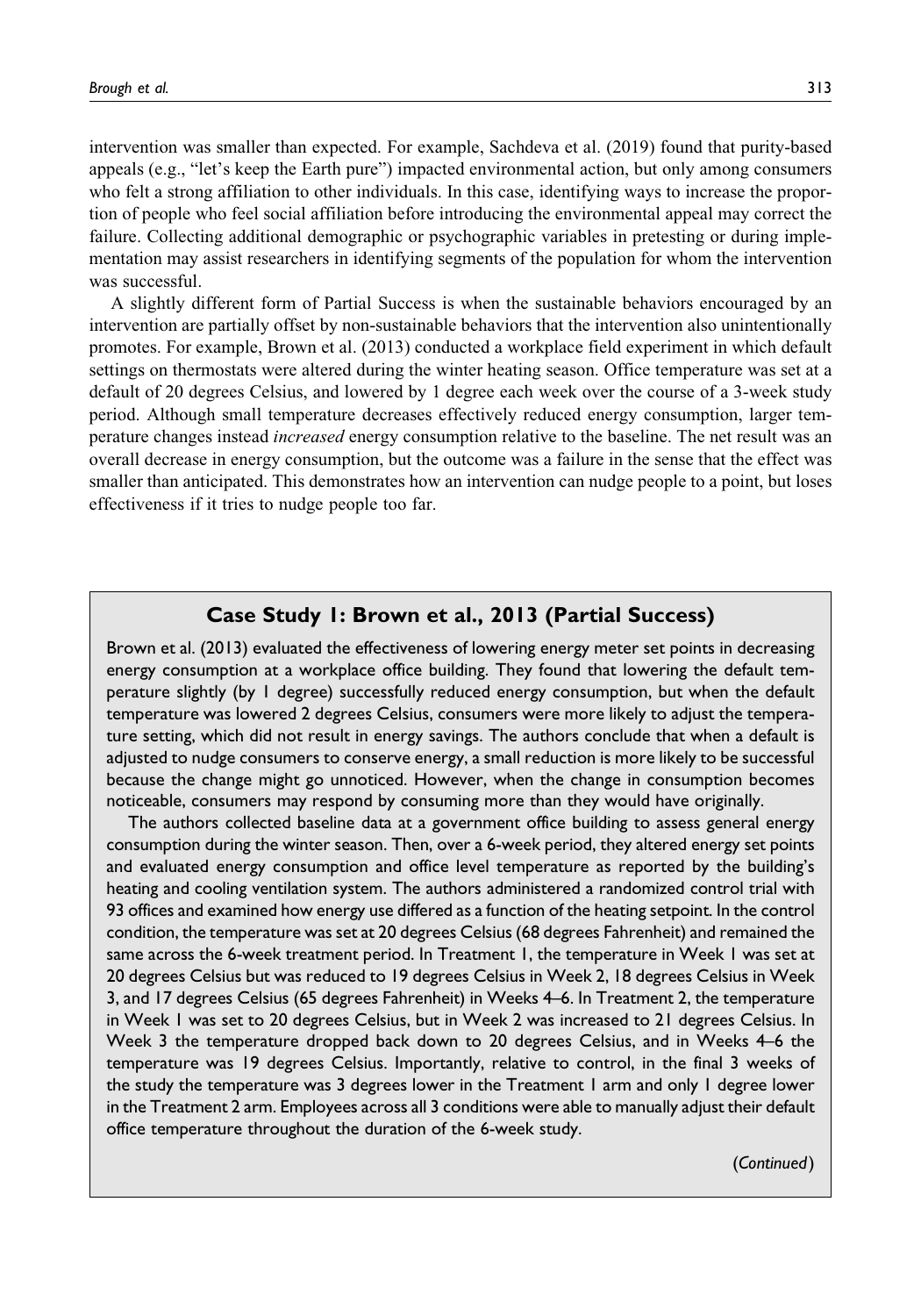intervention was smaller than expected. For example, Sachdeva et al. (2019) found that purity-based appeals (e.g., "let's keep the Earth pure") impacted environmental action, but only among consumers who felt a strong affiliation to other individuals. In this case, identifying ways to increase the proportion of people who feel social affiliation before introducing the environmental appeal may correct the failure. Collecting additional demographic or psychographic variables in pretesting or during implementation may assist researchers in identifying segments of the population for whom the intervention was successful.

A slightly different form of Partial Success is when the sustainable behaviors encouraged by an intervention are partially offset by non-sustainable behaviors that the intervention also unintentionally promotes. For example, Brown et al. (2013) conducted a workplace field experiment in which default settings on thermostats were altered during the winter heating season. Office temperature was set at a default of 20 degrees Celsius, and lowered by 1 degree each week over the course of a 3-week study period. Although small temperature decreases effectively reduced energy consumption, larger temperature changes instead *increased* energy consumption relative to the baseline. The net result was an overall decrease in energy consumption, but the outcome was a failure in the sense that the effect was smaller than anticipated. This demonstrates how an intervention can nudge people to a point, but loses effectiveness if it tries to nudge people too far.

## Case Study 1: Brown et al., 2013 (Partial Success)

Brown et al. (2013) evaluated the effectiveness of lowering energy meter set points in decreasing energy consumption at a workplace office building. They found that lowering the default temperature slightly (by 1 degree) successfully reduced energy consumption, but when the default temperature was lowered 2 degrees Celsius, consumers were more likely to adjust the temperature setting, which did not result in energy savings. The authors conclude that when a default is adjusted to nudge consumers to conserve energy, a small reduction is more likely to be successful because the change might go unnoticed. However, when the change in consumption becomes noticeable, consumers may respond by consuming more than they would have originally.

The authors collected baseline data at a government office building to assess general energy consumption during the winter season. Then, over a 6-week period, they altered energy set points and evaluated energy consumption and office level temperature as reported by the building's heating and cooling ventilation system. The authors administered a randomized control trial with 93 offices and examined how energy use differed as a function of the heating setpoint. In the control condition, the temperature was set at 20 degrees Celsius (68 degrees Fahrenheit) and remained the same across the 6-week treatment period. In Treatment 1, the temperature in Week 1 was set at 20 degrees Celsius but was reduced to 19 degrees Celsius in Week 2, 18 degrees Celsius in Week 3, and 17 degrees Celsius (65 degrees Fahrenheit) in Weeks 4–6. In Treatment 2, the temperature in Week 1 was set to 20 degrees Celsius, but in Week 2 was increased to 21 degrees Celsius. In Week 3 the temperature dropped back down to 20 degrees Celsius, and in Weeks 4–6 the temperature was 19 degrees Celsius. Importantly, relative to control, in the final 3 weeks of the study the temperature was 3 degrees lower in the Treatment 1 arm and only 1 degree lower in the Treatment 2 arm. Employees across all 3 conditions were able to manually adjust their default office temperature throughout the duration of the 6-week study.

(*Continued*)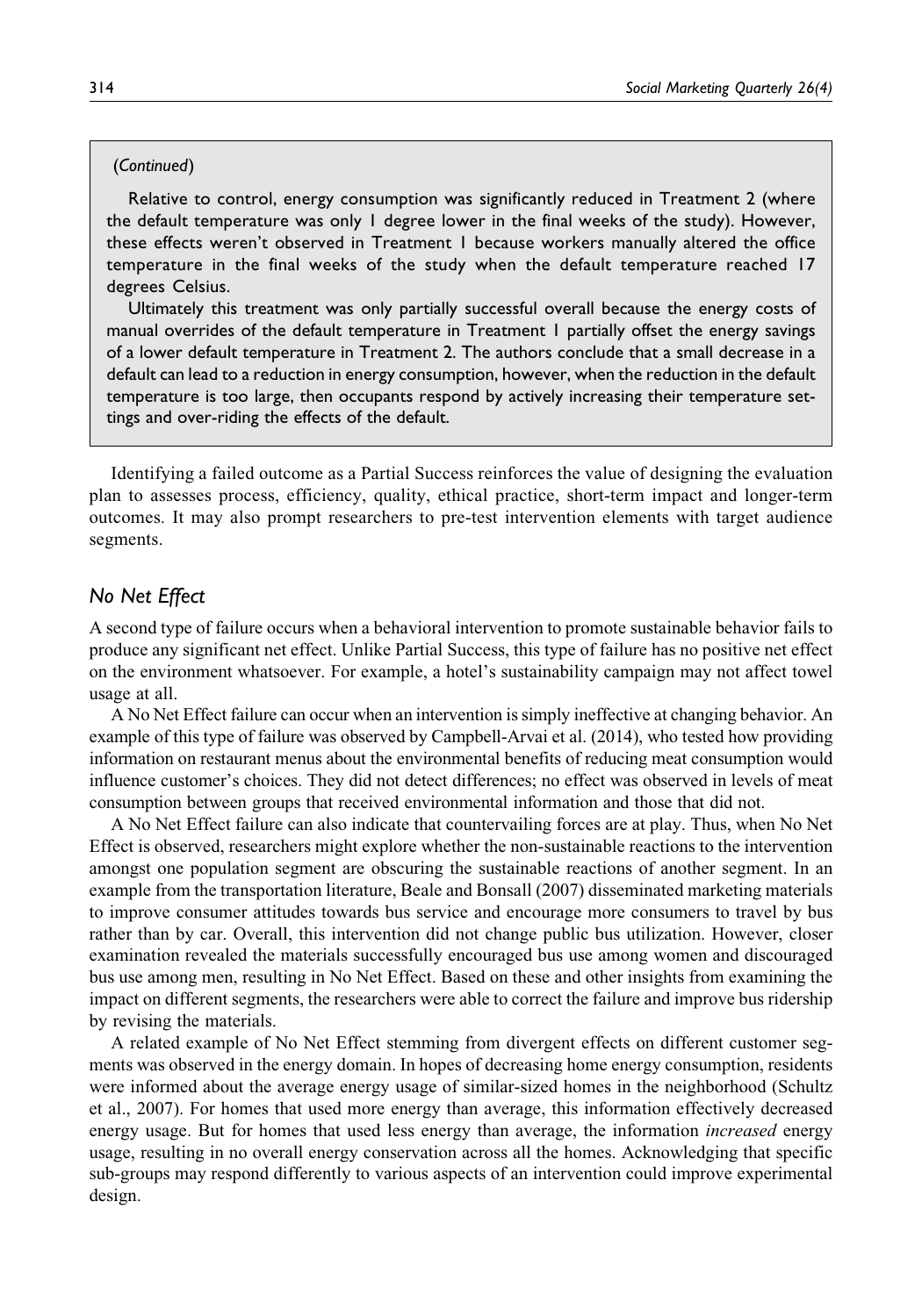(*Continued*)

Relative to control, energy consumption was significantly reduced in Treatment 2 (where the default temperature was only 1 degree lower in the final weeks of the study). However, these effects weren't observed in Treatment 1 because workers manually altered the office temperature in the final weeks of the study when the default temperature reached 17 degrees Celsius.

Ultimately this treatment was only partially successful overall because the energy costs of manual overrides of the default temperature in Treatment 1 partially offset the energy savings of a lower default temperature in Treatment 2. The authors conclude that a small decrease in a default can lead to a reduction in energy consumption, however, when the reduction in the default temperature is too large, then occupants respond by actively increasing their temperature settings and over-riding the effects of the default.

Identifying a failed outcome as a Partial Success reinforces the value of designing the evaluation plan to assesses process, efficiency, quality, ethical practice, short-term impact and longer-term outcomes. It may also prompt researchers to pre-test intervention elements with target audience segments.

### *No Net Effect*

A second type of failure occurs when a behavioral intervention to promote sustainable behavior fails to produce any significant net effect. Unlike Partial Success, this type of failure has no positive net effect on the environment whatsoever. For example, a hotel's sustainability campaign may not affect towel usage at all.

A No Net Effect failure can occur when an intervention is simply ineffective at changing behavior. An example of this type of failure was observed by Campbell-Arvai et al. (2014), who tested how providing information on restaurant menus about the environmental benefits of reducing meat consumption would influence customer's choices. They did not detect differences; no effect was observed in levels of meat consumption between groups that received environmental information and those that did not.

A No Net Effect failure can also indicate that countervailing forces are at play. Thus, when No Net Effect is observed, researchers might explore whether the non-sustainable reactions to the intervention amongst one population segment are obscuring the sustainable reactions of another segment. In an example from the transportation literature, Beale and Bonsall (2007) disseminated marketing materials to improve consumer attitudes towards bus service and encourage more consumers to travel by bus rather than by car. Overall, this intervention did not change public bus utilization. However, closer examination revealed the materials successfully encouraged bus use among women and discouraged bus use among men, resulting in No Net Effect. Based on these and other insights from examining the impact on different segments, the researchers were able to correct the failure and improve bus ridership by revising the materials.

A related example of No Net Effect stemming from divergent effects on different customer segments was observed in the energy domain. In hopes of decreasing home energy consumption, residents were informed about the average energy usage of similar-sized homes in the neighborhood (Schultz et al., 2007). For homes that used more energy than average, this information effectively decreased energy usage. But for homes that used less energy than average, the information *increased* energy usage, resulting in no overall energy conservation across all the homes. Acknowledging that specific sub-groups may respond differently to various aspects of an intervention could improve experimental design.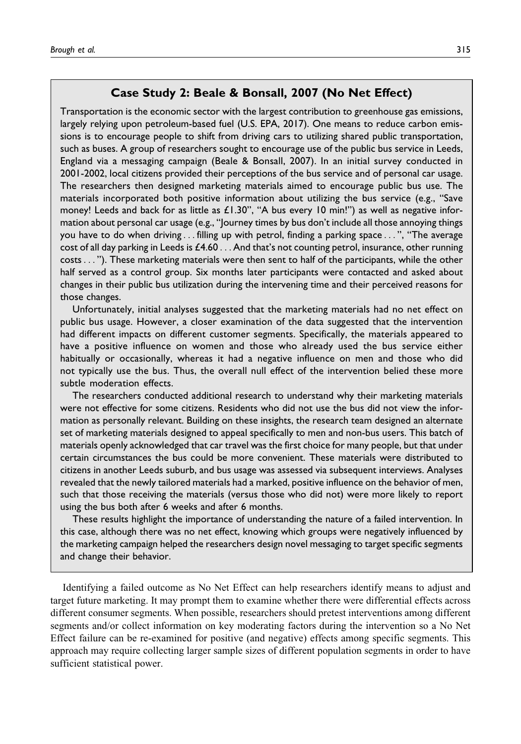## Case Study 2: Beale & Bonsall, 2007 (No Net Effect)

Transportation is the economic sector with the largest contribution to greenhouse gas emissions, largely relying upon petroleum-based fuel (U.S. EPA, 2017). One means to reduce carbon emissions is to encourage people to shift from driving cars to utilizing shared public transportation, such as buses. A group of researchers sought to encourage use of the public bus service in Leeds, England via a messaging campaign (Beale & Bonsall, 2007). In an initial survey conducted in 2001-2002, local citizens provided their perceptions of the bus service and of personal car usage. The researchers then designed marketing materials aimed to encourage public bus use. The materials incorporated both positive information about utilizing the bus service (e.g., "Save money! Leeds and back for as little as £1.30", "A bus every 10 min!") as well as negative information about personal car usage (e.g., "Journey times by bus don't include all those annoying things you have to do when driving . . . filling up with petrol, finding a parking space . . . ", "The average cost of all day parking in Leeds is £4.60 . . . And that's not counting petrol, insurance, other running costs . . . "). These marketing materials were then sent to half of the participants, while the other half served as a control group. Six months later participants were contacted and asked about changes in their public bus utilization during the intervening time and their perceived reasons for those changes.

Unfortunately, initial analyses suggested that the marketing materials had no net effect on public bus usage. However, a closer examination of the data suggested that the intervention had different impacts on different customer segments. Specifically, the materials appeared to have a positive influence on women and those who already used the bus service either habitually or occasionally, whereas it had a negative influence on men and those who did not typically use the bus. Thus, the overall null effect of the intervention belied these more subtle moderation effects.

The researchers conducted additional research to understand why their marketing materials were not effective for some citizens. Residents who did not use the bus did not view the information as personally relevant. Building on these insights, the research team designed an alternate set of marketing materials designed to appeal specifically to men and non-bus users. This batch of materials openly acknowledged that car travel was the first choice for many people, but that under certain circumstances the bus could be more convenient. These materials were distributed to citizens in another Leeds suburb, and bus usage was assessed via subsequent interviews. Analyses revealed that the newly tailored materials had a marked, positive influence on the behavior of men, such that those receiving the materials (versus those who did not) were more likely to report using the bus both after 6 weeks and after 6 months.

These results highlight the importance of understanding the nature of a failed intervention. In this case, although there was no net effect, knowing which groups were negatively influenced by the marketing campaign helped the researchers design novel messaging to target specific segments and change their behavior.

Identifying a failed outcome as No Net Effect can help researchers identify means to adjust and target future marketing. It may prompt them to examine whether there were differential effects across different consumer segments. When possible, researchers should pretest interventions among different segments and/or collect information on key moderating factors during the intervention so a No Net Effect failure can be re-examined for positive (and negative) effects among specific segments. This approach may require collecting larger sample sizes of different population segments in order to have sufficient statistical power.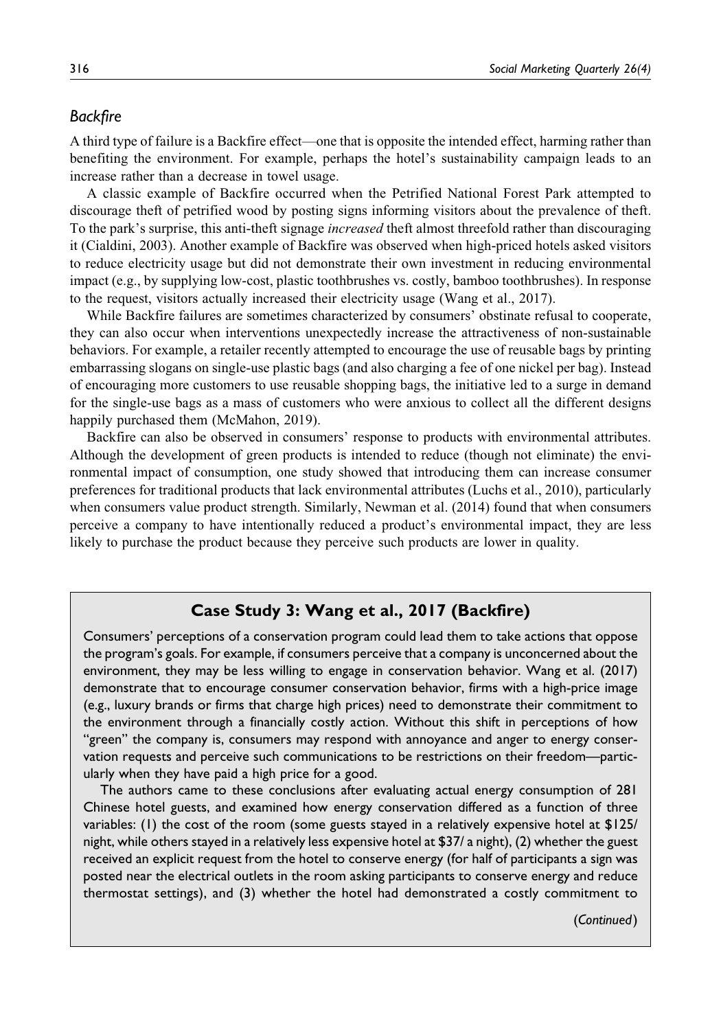### *Backfire*

A third type of failure is a Backfire effect—one that is opposite the intended effect, harming rather than benefiting the environment. For example, perhaps the hotel's sustainability campaign leads to an increase rather than a decrease in towel usage.

A classic example of Backfire occurred when the Petrified National Forest Park attempted to discourage theft of petrified wood by posting signs informing visitors about the prevalence of theft. To the park's surprise, this anti-theft signage *increased* theft almost threefold rather than discouraging it (Cialdini, 2003). Another example of Backfire was observed when high-priced hotels asked visitors to reduce electricity usage but did not demonstrate their own investment in reducing environmental impact (e.g., by supplying low-cost, plastic toothbrushes vs. costly, bamboo toothbrushes). In response to the request, visitors actually increased their electricity usage (Wang et al., 2017).

While Backfire failures are sometimes characterized by consumers' obstinate refusal to cooperate, they can also occur when interventions unexpectedly increase the attractiveness of non-sustainable behaviors. For example, a retailer recently attempted to encourage the use of reusable bags by printing embarrassing slogans on single-use plastic bags (and also charging a fee of one nickel per bag). Instead of encouraging more customers to use reusable shopping bags, the initiative led to a surge in demand for the single-use bags as a mass of customers who were anxious to collect all the different designs happily purchased them (McMahon, 2019).

Backfire can also be observed in consumers' response to products with environmental attributes. Although the development of green products is intended to reduce (though not eliminate) the environmental impact of consumption, one study showed that introducing them can increase consumer preferences for traditional products that lack environmental attributes (Luchs et al., 2010), particularly when consumers value product strength. Similarly, Newman et al. (2014) found that when consumers perceive a company to have intentionally reduced a product's environmental impact, they are less likely to purchase the product because they perceive such products are lower in quality.

**Case Study 3: Wang et al., 2017 (Backfire)**

Consumers' perceptions of a conservation program could lead them to take actions that oppose the program's goals. For example, if consumers perceive that a company is unconcerned about the environment, they may be less willing to engage in conservation behavior. Wang et al. (2017) demonstrate that to encourage consumer conservation behavior, firms with a high-price image (e.g., luxury brands or firms that charge high prices) need to demonstrate their commitment to the environment through a financially costly action. Without this shift in perceptions of how "green" the company is, consumers may respond with annoyance and anger to energy conservation requests and perceive such communications to be restrictions on their freedom—particularly when they have paid a high price for a good.

The authors came to these conclusions after evaluating actual energy consumption of 281 Chinese hotel guests, and examined how energy conservation differed as a function of three variables: (1) the cost of the room (some guests stayed in a relatively expensive hotel at $125/night, while others stayed in a relatively less expensive hotel at $37/ a night), (2) whether the guest received an explicit request from the hotel to conserve energy (for half of participants a sign was posted near the electrical outlets in the room asking participants to conserve energy and reduce thermostat settings), and (3) whether the hotel had demonstrated a costly commitment to

(*Continued*)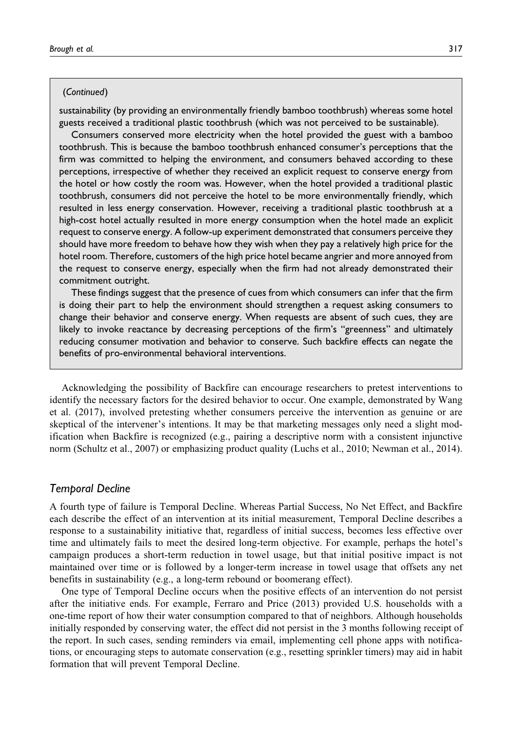(*Continued*)

sustainability (by providing an environmentally friendly bamboo toothbrush) whereas some hotel guests received a traditional plastic toothbrush (which was not perceived to be sustainable).

Consumers conserved more electricity when the hotel provided the guest with a bamboo toothbrush. This is because the bamboo toothbrush enhanced consumer's perceptions that the firm was committed to helping the environment, and consumers behaved according to these perceptions, irrespective of whether they received an explicit request to conserve energy from the hotel or how costly the room was. However, when the hotel provided a traditional plastic toothbrush, consumers did not perceive the hotel to be more environmentally friendly, which resulted in less energy conservation. However, receiving a traditional plastic toothbrush at a high-cost hotel actually resulted in more energy consumption when the hotel made an explicit request to conserve energy. A follow-up experiment demonstrated that consumers perceive they should have more freedom to behave how they wish when they pay a relatively high price for the hotel room. Therefore, customers of the high price hotel became angrier and more annoyed from the request to conserve energy, especially when the firm had not already demonstrated their commitment outright.

These findings suggest that the presence of cues from which consumers can infer that the firm is doing their part to help the environment should strengthen a request asking consumers to change their behavior and conserve energy. When requests are absent of such cues, they are likely to invoke reactance by decreasing perceptions of the firm's "greenness" and ultimately reducing consumer motivation and behavior to conserve. Such backfire effects can negate the benefits of pro-environmental behavioral interventions.

Acknowledging the possibility of Backfire can encourage researchers to pretest interventions to identify the necessary factors for the desired behavior to occur. One example, demonstrated by Wang et al. (2017), involved pretesting whether consumers perceive the intervention as genuine or are skeptical of the intervener's intentions. It may be that marketing messages only need a slight modification when Backfire is recognized (e.g., pairing a descriptive norm with a consistent injunctive norm (Schultz et al., 2007) or emphasizing product quality (Luchs et al., 2010; Newman et al., 2014).

### *Temporal Decline*

A fourth type of failure is Temporal Decline. Whereas Partial Success, No Net Effect, and Backfire each describe the effect of an intervention at its initial measurement, Temporal Decline describes a response to a sustainability initiative that, regardless of initial success, becomes less effective over time and ultimately fails to meet the desired long-term objective. For example, perhaps the hotel's campaign produces a short-term reduction in towel usage, but that initial positive impact is not maintained over time or is followed by a longer-term increase in towel usage that offsets any net benefits in sustainability (e.g., a long-term rebound or boomerang effect).

One type of Temporal Decline occurs when the positive effects of an intervention do not persist after the initiative ends. For example, Ferraro and Price (2013) provided U.S. households with a one-time report of how their water consumption compared to that of neighbors. Although households initially responded by conserving water, the effect did not persist in the 3 months following receipt of the report. In such cases, sending reminders via email, implementing cell phone apps with notifications, or encouraging steps to automate conservation (e.g., resetting sprinkler timers) may aid in habit formation that will prevent Temporal Decline.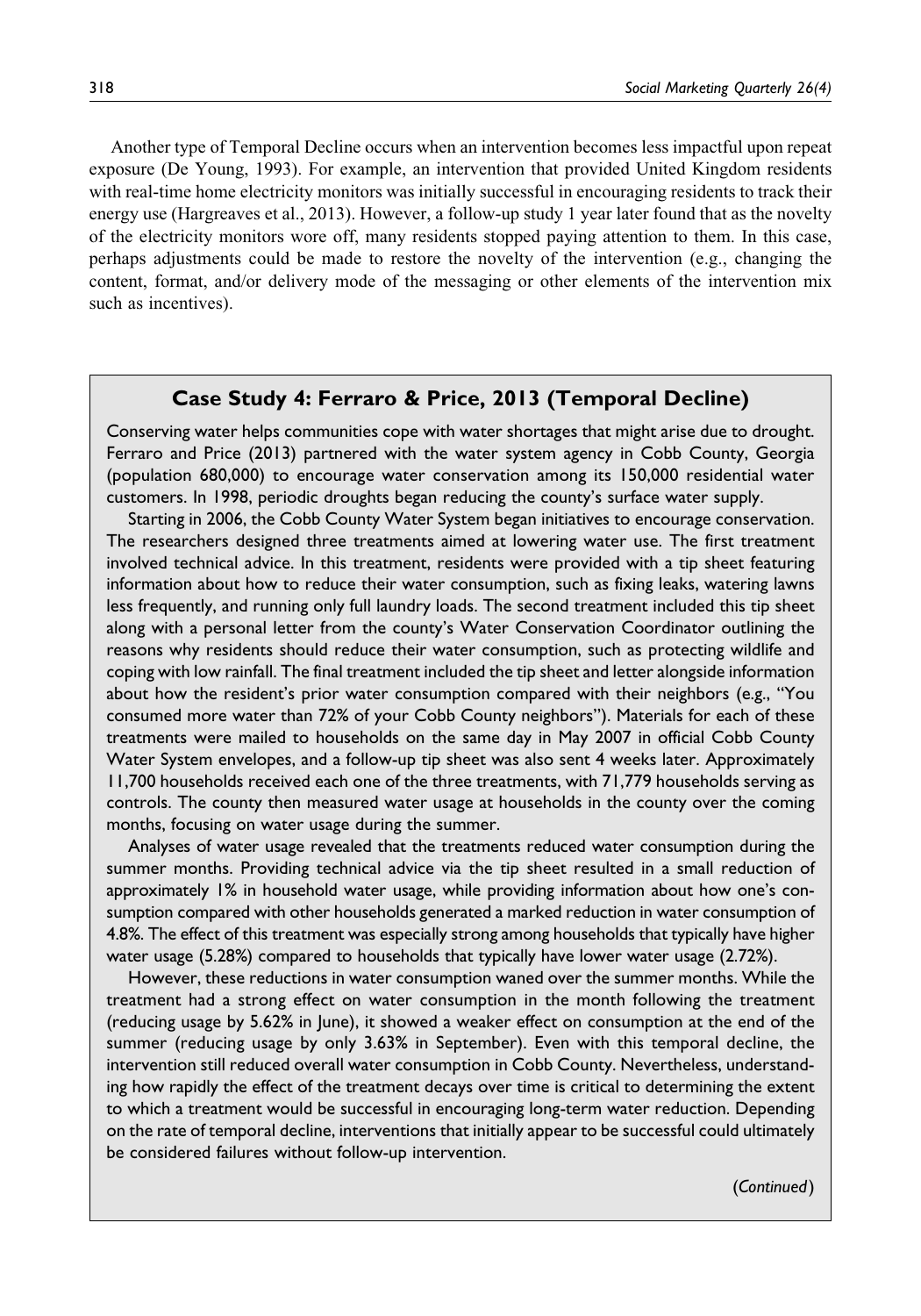Another type of Temporal Decline occurs when an intervention becomes less impactful upon repeat exposure (De Young, 1993). For example, an intervention that provided United Kingdom residents with real-time home electricity monitors was initially successful in encouraging residents to track their energy use (Hargreaves et al., 2013). However, a follow-up study 1 year later found that as the novelty of the electricity monitors wore off, many residents stopped paying attention to them. In this case, perhaps adjustments could be made to restore the novelty of the intervention (e.g., changing the content, format, and/or delivery mode of the messaging or other elements of the intervention mix such as incentives).

### Case Study 4: Ferraro & Price, 2013 (Temporal Decline)

Conserving water helps communities cope with water shortages that might arise due to drought. Ferraro and Price (2013) partnered with the water system agency in Cobb County, Georgia (population 680,000) to encourage water conservation among its 150,000 residential water customers. In 1998, periodic droughts began reducing the county's surface water supply.

Starting in 2006, the Cobb County Water System began initiatives to encourage conservation. The researchers designed three treatments aimed at lowering water use. The first treatment involved technical advice. In this treatment, residents were provided with a tip sheet featuring information about how to reduce their water consumption, such as fixing leaks, watering lawns less frequently, and running only full laundry loads. The second treatment included this tip sheet along with a personal letter from the county's Water Conservation Coordinator outlining the reasons why residents should reduce their water consumption, such as protecting wildlife and coping with low rainfall. The final treatment included the tip sheet and letter alongside information about how the resident's prior water consumption compared with their neighbors (e.g., "You consumed more water than 72% of your Cobb County neighbors"). Materials for each of these treatments were mailed to households on the same day in May 2007 in official Cobb County Water System envelopes, and a follow-up tip sheet was also sent 4 weeks later. Approximately 11,700 households received each one of the three treatments, with 71,779 households serving as controls. The county then measured water usage at households in the county over the coming months, focusing on water usage during the summer.

Analyses of water usage revealed that the treatments reduced water consumption during the summer months. Providing technical advice via the tip sheet resulted in a small reduction of approximately 1% in household water usage, while providing information about how one's consumption compared with other households generated a marked reduction in water consumption of 4.8%. The effect of this treatment was especially strong among households that typically have higher water usage (5.28%) compared to households that typically have lower water usage (2.72%).

However, these reductions in water consumption waned over the summer months. While the treatment had a strong effect on water consumption in the month following the treatment (reducing usage by 5.62% in June), it showed a weaker effect on consumption at the end of the summer (reducing usage by only 3.63% in September). Even with this temporal decline, the intervention still reduced overall water consumption in Cobb County. Nevertheless, understanding how rapidly the effect of the treatment decays over time is critical to determining the extent to which a treatment would be successful in encouraging long-term water reduction. Depending on the rate of temporal decline, interventions that initially appear to be successful could ultimately be considered failures without follow-up intervention.

(*Continued*)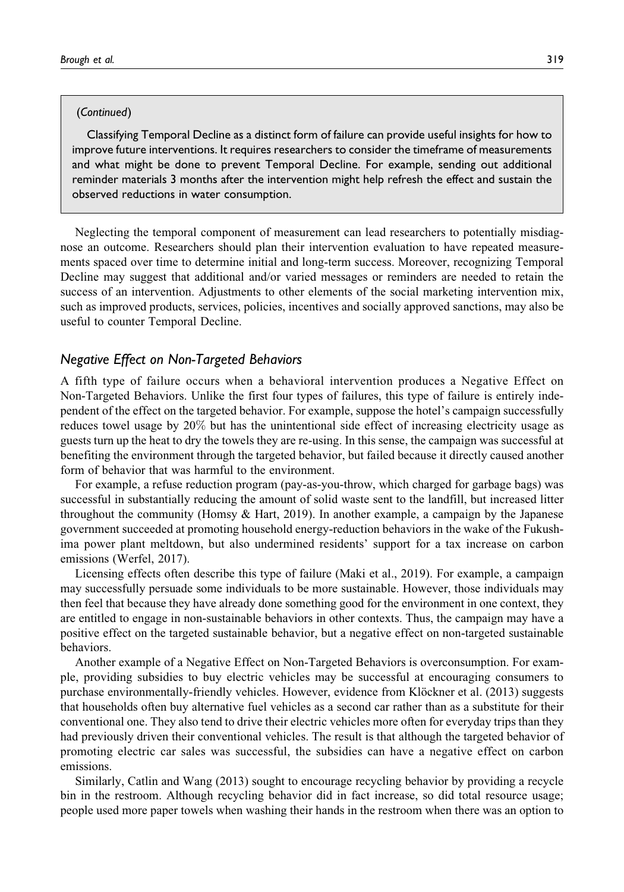(*Continued*)

Classifying Temporal Decline as a distinct form of failure can provide useful insights for how to improve future interventions. It requires researchers to consider the timeframe of measurements and what might be done to prevent Temporal Decline. For example, sending out additional reminder materials 3 months after the intervention might help refresh the effect and sustain the observed reductions in water consumption.

Neglecting the temporal component of measurement can lead researchers to potentially misdiagnose an outcome. Researchers should plan their intervention evaluation to have repeated measurements spaced over time to determine initial and long-term success. Moreover, recognizing Temporal Decline may suggest that additional and/or varied messages or reminders are needed to retain the success of an intervention. Adjustments to other elements of the social marketing intervention mix, such as improved products, services, policies, incentives and socially approved sanctions, may also be useful to counter Temporal Decline.

### *Negative Effect on Non-Targeted Behaviors*

A fifth type of failure occurs when a behavioral intervention produces a Negative Effect on Non-Targeted Behaviors. Unlike the first four types of failures, this type of failure is entirely independent of the effect on the targeted behavior. For example, suppose the hotel's campaign successfully reduces towel usage by 20% but has the unintentional side effect of increasing electricity usage as guests turn up the heat to dry the towels they are re-using. In this sense, the campaign was successful at benefiting the environment through the targeted behavior, but failed because it directly caused another form of behavior that was harmful to the environment.

For example, a refuse reduction program (pay-as-you-throw, which charged for garbage bags) was successful in substantially reducing the amount of solid waste sent to the landfill, but increased litter throughout the community (Homsy & Hart, 2019). In another example, a campaign by the Japanese government succeeded at promoting household energy-reduction behaviors in the wake of the Fukushima power plant meltdown, but also undermined residents' support for a tax increase on carbon emissions (Werfel, 2017).

Licensing effects often describe this type of failure (Maki et al., 2019). For example, a campaign may successfully persuade some individuals to be more sustainable. However, those individuals may then feel that because they have already done something good for the environment in one context, they are entitled to engage in non-sustainable behaviors in other contexts. Thus, the campaign may have a positive effect on the targeted sustainable behavior, but a negative effect on non-targeted sustainable behaviors.

Another example of a Negative Effect on Non-Targeted Behaviors is overconsumption. For example, providing subsidies to buy electric vehicles may be successful at encouraging consumers to purchase environmentally-friendly vehicles. However, evidence from Klöckner et al. (2013) suggests that households often buy alternative fuel vehicles as a second car rather than as a substitute for their conventional one. They also tend to drive their electric vehicles more often for everyday trips than they had previously driven their conventional vehicles. The result is that although the targeted behavior of promoting electric car sales was successful, the subsidies can have a negative effect on carbon emissions.

Similarly, Catlin and Wang (2013) sought to encourage recycling behavior by providing a recycle bin in the restroom. Although recycling behavior did in fact increase, so did total resource usage; people used more paper towels when washing their hands in the restroom when there was an option to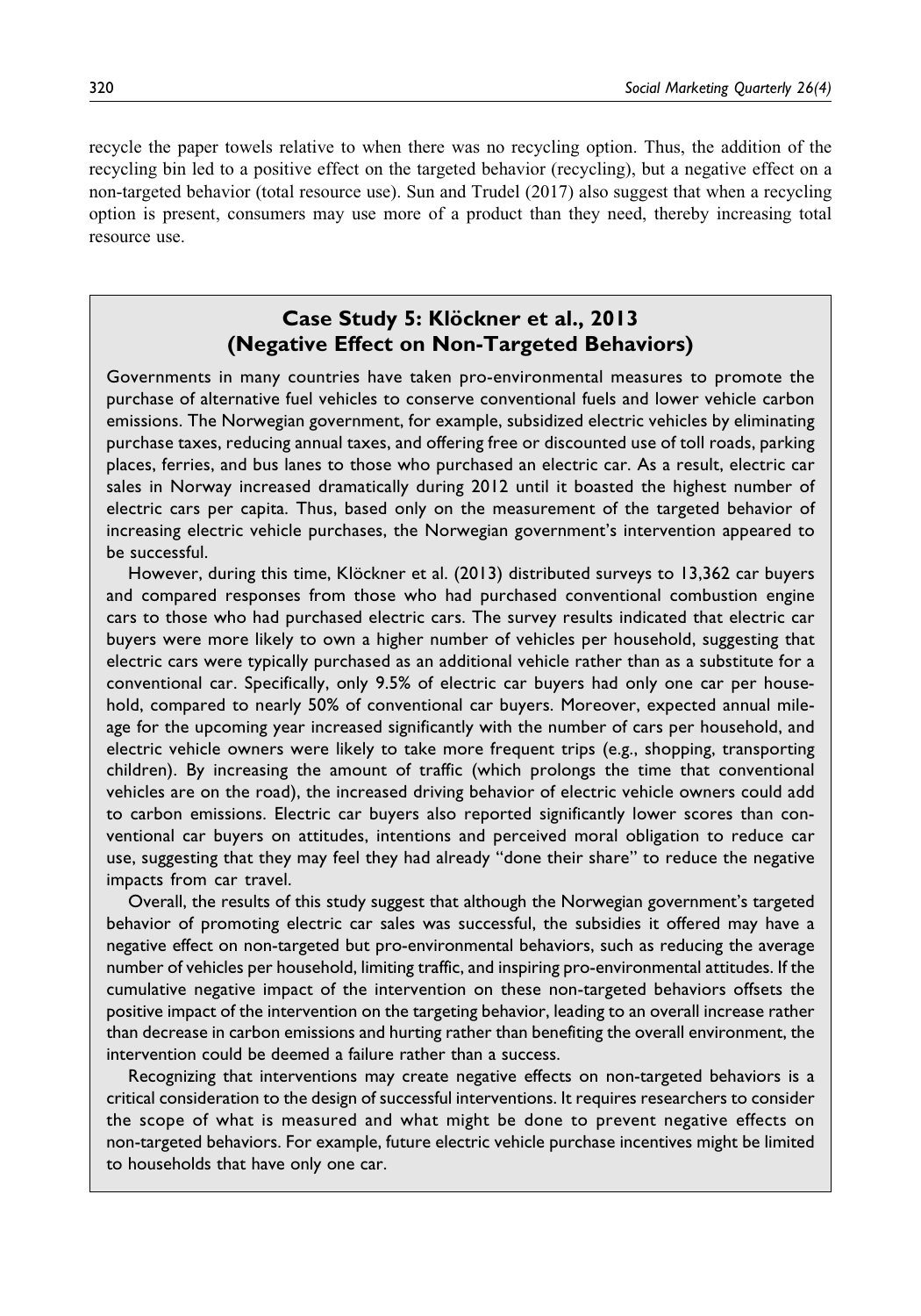recycle the paper towels relative to when there was no recycling option. Thus, the addition of the recycling bin led to a positive effect on the targeted behavior (recycling), but a negative effect on a non-targeted behavior (total resource use). Sun and Trudel (2017) also suggest that when a recycling option is present, consumers may use more of a product than they need, thereby increasing total resource use.

## Case Study 5: Klöckner et al., 2013 (Negative Effect on Non-Targeted Behaviors)

Governments in many countries have taken pro-environmental measures to promote the purchase of alternative fuel vehicles to conserve conventional fuels and lower vehicle carbon emissions. The Norwegian government, for example, subsidized electric vehicles by eliminating purchase taxes, reducing annual taxes, and offering free or discounted use of toll roads, parking places, ferries, and bus lanes to those who purchased an electric car. As a result, electric car sales in Norway increased dramatically during 2012 until it boasted the highest number of electric cars per capita. Thus, based only on the measurement of the targeted behavior of increasing electric vehicle purchases, the Norwegian government's intervention appeared to be successful.

However, during this time, Klöckner et al. (2013) distributed surveys to 13,362 car buyers and compared responses from those who had purchased conventional combustion engine cars to those who had purchased electric cars. The survey results indicated that electric car buyers were more likely to own a higher number of vehicles per household, suggesting that electric cars were typically purchased as an additional vehicle rather than as a substitute for a conventional car. Specifically, only 9.5% of electric car buyers had only one car per household, compared to nearly 50% of conventional car buyers. Moreover, expected annual mileage for the upcoming year increased significantly with the number of cars per household, and electric vehicle owners were likely to take more frequent trips (e.g., shopping, transporting children). By increasing the amount of traffic (which prolongs the time that conventional vehicles are on the road), the increased driving behavior of electric vehicle owners could add to carbon emissions. Electric car buyers also reported significantly lower scores than conventional car buyers on attitudes, intentions and perceived moral obligation to reduce car use, suggesting that they may feel they had already "done their share" to reduce the negative impacts from car travel.

Overall, the results of this study suggest that although the Norwegian government's targeted behavior of promoting electric car sales was successful, the subsidies it offered may have a negative effect on non-targeted but pro-environmental behaviors, such as reducing the average number of vehicles per household, limiting traffic, and inspiring pro-environmental attitudes. If the cumulative negative impact of the intervention on these non-targeted behaviors offsets the positive impact of the intervention on the targeting behavior, leading to an overall increase rather than decrease in carbon emissions and hurting rather than benefiting the overall environment, the intervention could be deemed a failure rather than a success.

Recognizing that interventions may create negative effects on non-targeted behaviors is a critical consideration to the design of successful interventions. It requires researchers to consider the scope of what is measured and what might be done to prevent negative effects on non-targeted behaviors. For example, future electric vehicle purchase incentives might be limited to households that have only one car.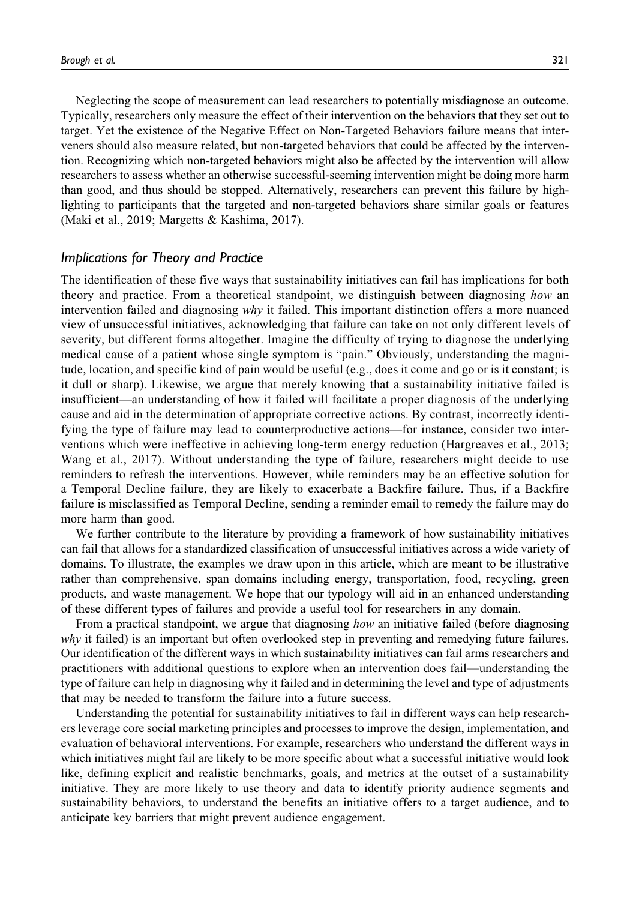Neglecting the scope of measurement can lead researchers to potentially misdiagnose an outcome. Typically, researchers only measure the effect of their intervention on the behaviors that they set out to target. Yet the existence of the Negative Effect on Non-Targeted Behaviors failure means that interveners should also measure related, but non-targeted behaviors that could be affected by the intervention. Recognizing which non-targeted behaviors might also be affected by the intervention will allow researchers to assess whether an otherwise successful-seeming intervention might be doing more harm than good, and thus should be stopped. Alternatively, researchers can prevent this failure by highlighting to participants that the targeted and non-targeted behaviors share similar goals or features (Maki et al., 2019; Margetts & Kashima, 2017).

## *Implications for Theory and Practice*

The identification of these five ways that sustainability initiatives can fail has implications for both theory and practice. From a theoretical standpoint, we distinguish between diagnosing *how* an intervention failed and diagnosing *why* it failed. This important distinction offers a more nuanced view of unsuccessful initiatives, acknowledging that failure can take on not only different levels of severity, but different forms altogether. Imagine the difficulty of trying to diagnose the underlying medical cause of a patient whose single symptom is "pain." Obviously, understanding the magnitude, location, and specific kind of pain would be useful (e.g., does it come and go or is it constant; is it dull or sharp). Likewise, we argue that merely knowing that a sustainability initiative failed is insufficient—an understanding of how it failed will facilitate a proper diagnosis of the underlying cause and aid in the determination of appropriate corrective actions. By contrast, incorrectly identifying the type of failure may lead to counterproductive actions—for instance, consider two interventions which were ineffective in achieving long-term energy reduction (Hargreaves et al., 2013; Wang et al., 2017). Without understanding the type of failure, researchers might decide to use reminders to refresh the interventions. However, while reminders may be an effective solution for a Temporal Decline failure, they are likely to exacerbate a Backfire failure. Thus, if a Backfire failure is misclassified as Temporal Decline, sending a reminder email to remedy the failure may do more harm than good.

We further contribute to the literature by providing a framework of how sustainability initiatives can fail that allows for a standardized classification of unsuccessful initiatives across a wide variety of domains. To illustrate, the examples we draw upon in this article, which are meant to be illustrative rather than comprehensive, span domains including energy, transportation, food, recycling, green products, and waste management. We hope that our typology will aid in an enhanced understanding of these different types of failures and provide a useful tool for researchers in any domain.

From a practical standpoint, we argue that diagnosing *how* an initiative failed (before diagnosing *why* it failed) is an important but often overlooked step in preventing and remedying future failures. Our identification of the different ways in which sustainability initiatives can fail arms researchers and practitioners with additional questions to explore when an intervention does fail—understanding the type of failure can help in diagnosing why it failed and in determining the level and type of adjustments that may be needed to transform the failure into a future success.

Understanding the potential for sustainability initiatives to fail in different ways can help researchers leverage core social marketing principles and processes to improve the design, implementation, and evaluation of behavioral interventions. For example, researchers who understand the different ways in which initiatives might fail are likely to be more specific about what a successful initiative would look like, defining explicit and realistic benchmarks, goals, and metrics at the outset of a sustainability initiative. They are more likely to use theory and data to identify priority audience segments and sustainability behaviors, to understand the benefits an initiative offers to a target audience, and to anticipate key barriers that might prevent audience engagement.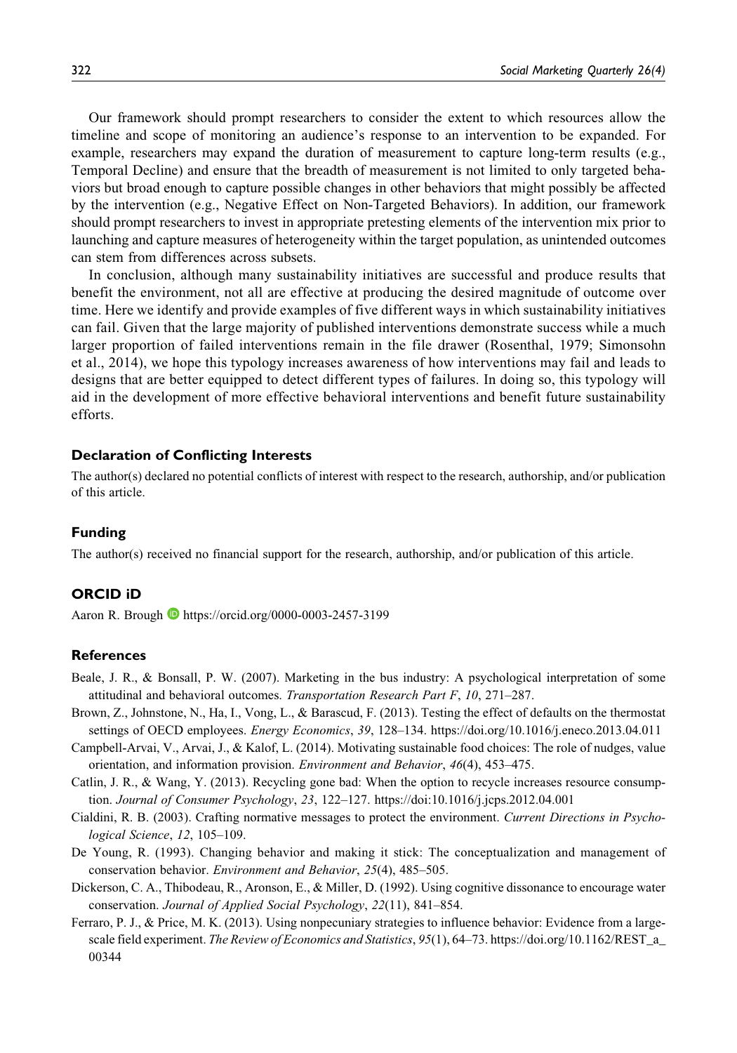Our framework should prompt researchers to consider the extent to which resources allow the timeline and scope of monitoring an audience's response to an intervention to be expanded. For example, researchers may expand the duration of measurement to capture long-term results (e.g., Temporal Decline) and ensure that the breadth of measurement is not limited to only targeted behaviors but broad enough to capture possible changes in other behaviors that might possibly be affected by the intervention (e.g., Negative Effect on Non-Targeted Behaviors). In addition, our framework should prompt researchers to invest in appropriate pretesting elements of the intervention mix prior to launching and capture measures of heterogeneity within the target population, as unintended outcomes can stem from differences across subsets.

In conclusion, although many sustainability initiatives are successful and produce results that benefit the environment, not all are effective at producing the desired magnitude of outcome over time. Here we identify and provide examples of five different ways in which sustainability initiatives can fail. Given that the large majority of published interventions demonstrate success while a much larger proportion of failed interventions remain in the file drawer (Rosenthal, 1979; Simonsohn et al., 2014), we hope this typology increases awareness of how interventions may fail and leads to designs that are better equipped to detect different types of failures. In doing so, this typology will aid in the development of more effective behavioral interventions and benefit future sustainability efforts.

## Declaration of Conflicting Interests

The author(s) declared no potential conflicts of interest with respect to the research, authorship, and/or publication of this article.

## Funding

The author(s) received no financial support for the research, authorship, and/or publication of this article.

## ORCID iD

Aaron R. Brough https://orcid.org/0000-0003-2457-3199

## References

Beale, J. R., & Bonsall, P. W. (2007). Marketing in the bus industry: A psychological interpretation of some attitudinal and behavioral outcomes. *Transportation Research Part F*, *10*, 271–287.

Brown, Z., Johnstone, N., Ha, I., Vong, L., & Barascud, F. (2013). Testing the effect of defaults on the thermostat settings of OECD employees. *Energy Economics*, *39*, 128–134. https://doi.org/10.1016/j.eneco.2013.04.011

Campbell-Arvai, V., Arvai, J., & Kalof, L. (2014). Motivating sustainable food choices: The role of nudges, value orientation, and information provision. *Environment and Behavior*, *46*(4), 453–475.

Catlin, J. R., & Wang, Y. (2013). Recycling gone bad: When the option to recycle increases resource consumption. *Journal of Consumer Psychology*, *23*, 122–127. https://doi:10.1016/j.jcps.2012.04.001

Cialdini, R. B. (2003). Crafting normative messages to protect the environment. *Current Directions in Psychological Science*, *12*, 105–109.

De Young, R. (1993). Changing behavior and making it stick: The conceptualization and management of conservation behavior. *Environment and Behavior*, *25*(4), 485–505.

Dickerson, C. A., Thibodeau, R., Aronson, E., & Miller, D. (1992). Using cognitive dissonance to encourage water conservation. *Journal of Applied Social Psychology*, *22*(11), 841–854.

Ferraro, P. J., & Price, M. K. (2013). Using nonpecuniary strategies to influence behavior: Evidence from a large-scale field experiment. *The Review of Economics and Statistics*, *95*(1), 64–73. https://doi.org/10.1162/REST_a_00344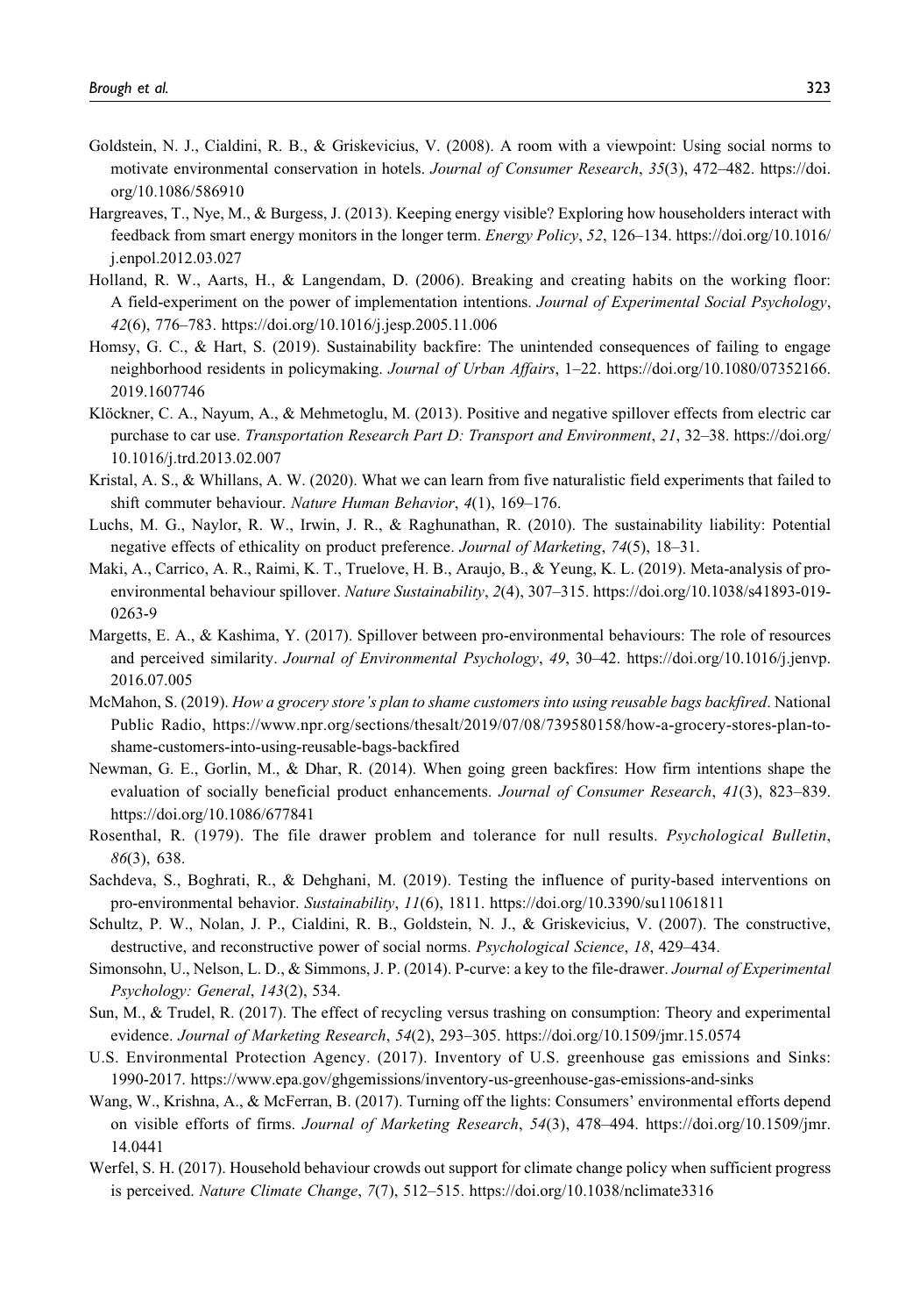Goldstein, N. J., Cialdini, R. B., & Griskevicius, V. (2008). A room with a viewpoint: Using social norms to motivate environmental conservation in hotels. *Journal of Consumer Research*, *35*(3), 472–482. https://doi.org/10.1086/586910

Hargreaves, T., Nye, M., & Burgess, J. (2013). Keeping energy visible? Exploring how householders interact with feedback from smart energy monitors in the longer term. *Energy Policy*, *52*, 126–134. https://doi.org/10.1016/j.enpol.2012.03.027

Holland, R. W., Aarts, H., & Langendam, D. (2006). Breaking and creating habits on the working floor: A field-experiment on the power of implementation intentions. *Journal of Experimental Social Psychology*, *42*(6), 776–783. https://doi.org/10.1016/j.jesp.2005.11.006

Homsy, G. C., & Hart, S. (2019). Sustainability backfire: The unintended consequences of failing to engage neighborhood residents in policymaking. *Journal of Urban Affairs*, 1–22. https://doi.org/10.1080/07352166.2019.1607746

Klöckner, C. A., Nayum, A., & Mehmetoglu, M. (2013). Positive and negative spillover effects from electric car purchase to car use. *Transportation Research Part D: Transport and Environment*, *21*, 32–38. https://doi.org/10.1016/j.trd.2013.02.007

Kristal, A. S., & Whillans, A. W. (2020). What we can learn from five naturalistic field experiments that failed to shift commuter behaviour. *Nature Human Behavior*, *4*(1), 169–176.

Luchs, M. G., Naylor, R. W., Irwin, J. R., & Raghunathan, R. (2010). The sustainability liability: Potential negative effects of ethicality on product preference. *Journal of Marketing*, *74*(5), 18–31.

Maki, A., Carrico, A. R., Raimi, K. T., Truelove, H. B., Araujo, B., & Yeung, K. L. (2019). Meta-analysis of pro-environmental behaviour spillover. *Nature Sustainability*, *2*(4), 307–315. https://doi.org/10.1038/s41893-019-0263-9

Margetts, E. A., & Kashima, Y. (2017). Spillover between pro-environmental behaviours: The role of resources and perceived similarity. *Journal of Environmental Psychology*, *49*, 30–42. https://doi.org/10.1016/j.jenvp.2016.07.005

McMahon, S. (2019). *How a grocery store's plan to shame customers into using reusable bags backfired*. National Public Radio, https://www.npr.org/sections/thesalt/2019/07/08/739580158/how-a-grocery-stores-plan-to-shame-customers-into-using-reusable-bags-backfired

Newman, G. E., Gorlin, M., & Dhar, R. (2014). When going green backfires: How firm intentions shape the evaluation of socially beneficial product enhancements. *Journal of Consumer Research*, *41*(3), 823–839. https://doi.org/10.1086/677841

Rosenthal, R. (1979). The file drawer problem and tolerance for null results. *Psychological Bulletin*, *86*(3), 638.

Sachdeva, S., Boghrati, R., & Dehghani, M. (2019). Testing the influence of purity-based interventions on pro-environmental behavior. *Sustainability*, *11*(6), 1811. https://doi.org/10.3390/su11061811

Schultz, P. W., Nolan, J. P., Cialdini, R. B., Goldstein, N. J., & Griskevicius, V. (2007). The constructive, destructive, and reconstructive power of social norms. *Psychological Science*, *18*, 429–434.

Simonsohn, U., Nelson, L. D., & Simmons, J. P. (2014). P-curve: a key to the file-drawer. *Journal of Experimental Psychology: General*, *143*(2), 534.

Sun, M., & Trudel, R. (2017). The effect of recycling versus trashing on consumption: Theory and experimental evidence. *Journal of Marketing Research*, *54*(2), 293–305. https://doi.org/10.1509/jmr.15.0574

U.S. Environmental Protection Agency. (2017). Inventory of U.S. greenhouse gas emissions and Sinks: 1990-2017. https://www.epa.gov/ghgemissions/inventory-us-greenhouse-gas-emissions-and-sinks

Wang, W., Krishna, A., & McFerran, B. (2017). Turning off the lights: Consumers' environmental efforts depend on visible efforts of firms. *Journal of Marketing Research*, *54*(3), 478–494. https://doi.org/10.1509/jmr.14.0441

Werfel, S. H. (2017). Household behaviour crowds out support for climate change policy when sufficient progress is perceived. *Nature Climate Change*, *7*(7), 512–515. https://doi.org/10.1038/nclimate3316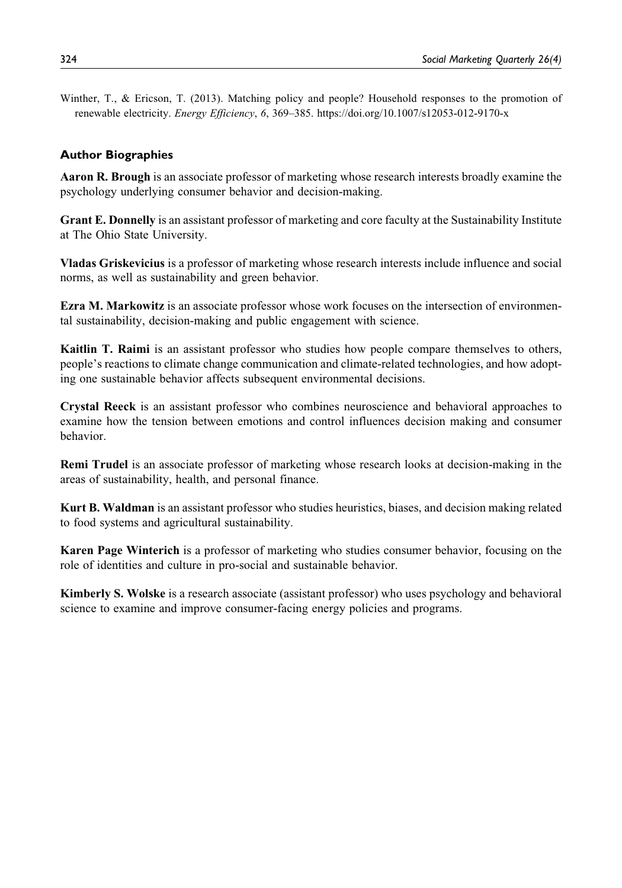Winther, T., & Ericson, T. (2013). Matching policy and people? Household responses to the promotion of renewable electricity. *Energy Efficiency*, *6*, 369–385. https://doi.org/10.1007/s12053-012-9170-x

## Author Biographies

**Aaron R. Brough** is an associate professor of marketing whose research interests broadly examine the psychology underlying consumer behavior and decision-making.

**Grant E. Donnelly** is an assistant professor of marketing and core faculty at the Sustainability Institute at The Ohio State University.

**Vladas Griskevicius** is a professor of marketing whose research interests include influence and social norms, as well as sustainability and green behavior.

**Ezra M. Markowitz** is an associate professor whose work focuses on the intersection of environmental sustainability, decision-making and public engagement with science.

**Kaitlin T. Raimi** is an assistant professor who studies how people compare themselves to others, people's reactions to climate change communication and climate-related technologies, and how adopting one sustainable behavior affects subsequent environmental decisions.

**Crystal Reeck** is an assistant professor who combines neuroscience and behavioral approaches to examine how the tension between emotions and control influences decision making and consumer behavior.

**Remi Trudel** is an associate professor of marketing whose research looks at decision-making in the areas of sustainability, health, and personal finance.

**Kurt B. Waldman** is an assistant professor who studies heuristics, biases, and decision making related to food systems and agricultural sustainability.

**Karen Page Winterich** is a professor of marketing who studies consumer behavior, focusing on the role of identities and culture in pro-social and sustainable behavior.

**Kimberly S. Wolske** is a research associate (assistant professor) who uses psychology and behavioral science to examine and improve consumer-facing energy policies and programs.